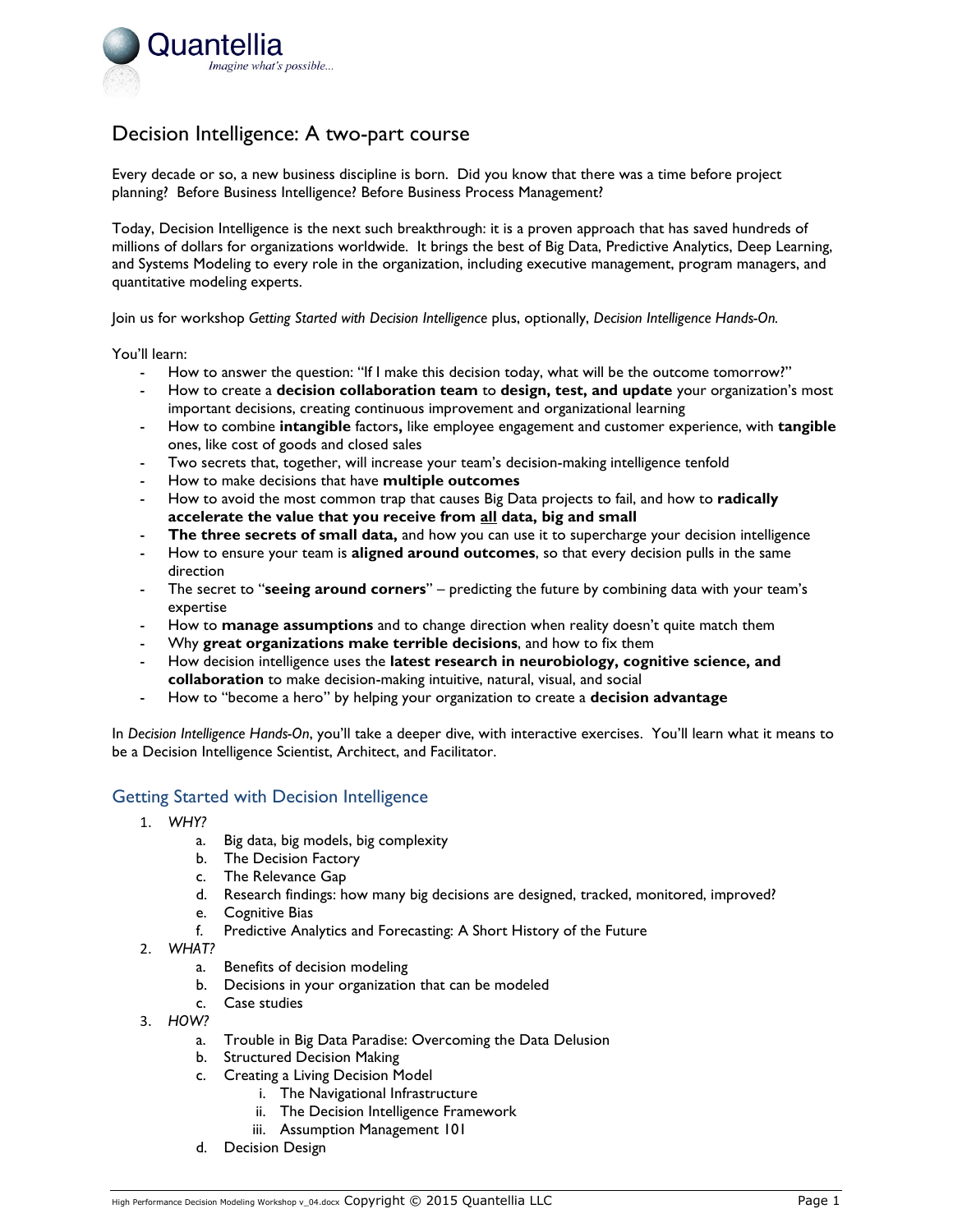Quantellia
*Imagine what's possible...*

# Decision Intelligence: A two-part course

Every decade or so, a new business discipline is born. Did you know that there was a time before project planning? Before Business Intelligence? Before Business Process Management?

Today, Decision Intelligence is the next such breakthrough: it is a proven approach that has saved hundreds of millions of dollars for organizations worldwide. It brings the best of Big Data, Predictive Analytics, Deep Learning, and Systems Modeling to every role in the organization, including executive management, program managers, and quantitative modeling experts.

Join us for workshop *Getting Started with Decision Intelligence* plus, optionally, *Decision Intelligence Hands-On*.

You'll learn:

- How to answer the question: "If I make this decision today, what will be the outcome tomorrow?"
- How to create a **decision collaboration team** to **design, test, and update** your organization's most important decisions, creating continuous improvement and organizational learning
- How to combine **intangible** factors**,** like employee engagement and customer experience, with **tangible** ones, like cost of goods and closed sales
- Two secrets that, together, will increase your team's decision-making intelligence tenfold
- How to make decisions that have **multiple outcomes**
- How to avoid the most common trap that causes Big Data projects to fail, and how to **radically accelerate the value that you receive from <u>all</u> data, big and small**
- **The three secrets of small data,** and how you can use it to supercharge your decision intelligence
- How to ensure your team is **aligned around outcomes**, so that every decision pulls in the same direction
- The secret to "**seeing around corners**" – predicting the future by combining data with your team's expertise
- How to **manage assumptions** and to change direction when reality doesn't quite match them
- Why **great organizations make terrible decisions**, and how to fix them
- How decision intelligence uses the **latest research in neurobiology, cognitive science, and collaboration** to make decision-making intuitive, natural, visual, and social
- How to "become a hero" by helping your organization to create a **decision advantage**

In *Decision Intelligence Hands-On*, you'll take a deeper dive, with interactive exercises. You'll learn what it means to be a Decision Intelligence Scientist, Architect, and Facilitator.

## Getting Started with Decision Intelligence

1. *WHY?*
   a. Big data, big models, big complexity
   b. The Decision Factory
   c. The Relevance Gap
   d. Research findings: how many big decisions are designed, tracked, monitored, improved?
   e. Cognitive Bias
   f. Predictive Analytics and Forecasting: A Short History of the Future
2. *WHAT?*
   a. Benefits of decision modeling
   b. Decisions in your organization that can be modeled
   c. Case studies
3. *HOW?*
   a. Trouble in Big Data Paradise: Overcoming the Data Delusion
   b. Structured Decision Making
   c. Creating a Living Decision Model
      i. The Navigational Infrastructure
      ii. The Decision Intelligence Framework
      iii. Assumption Management 101
   d. Decision Design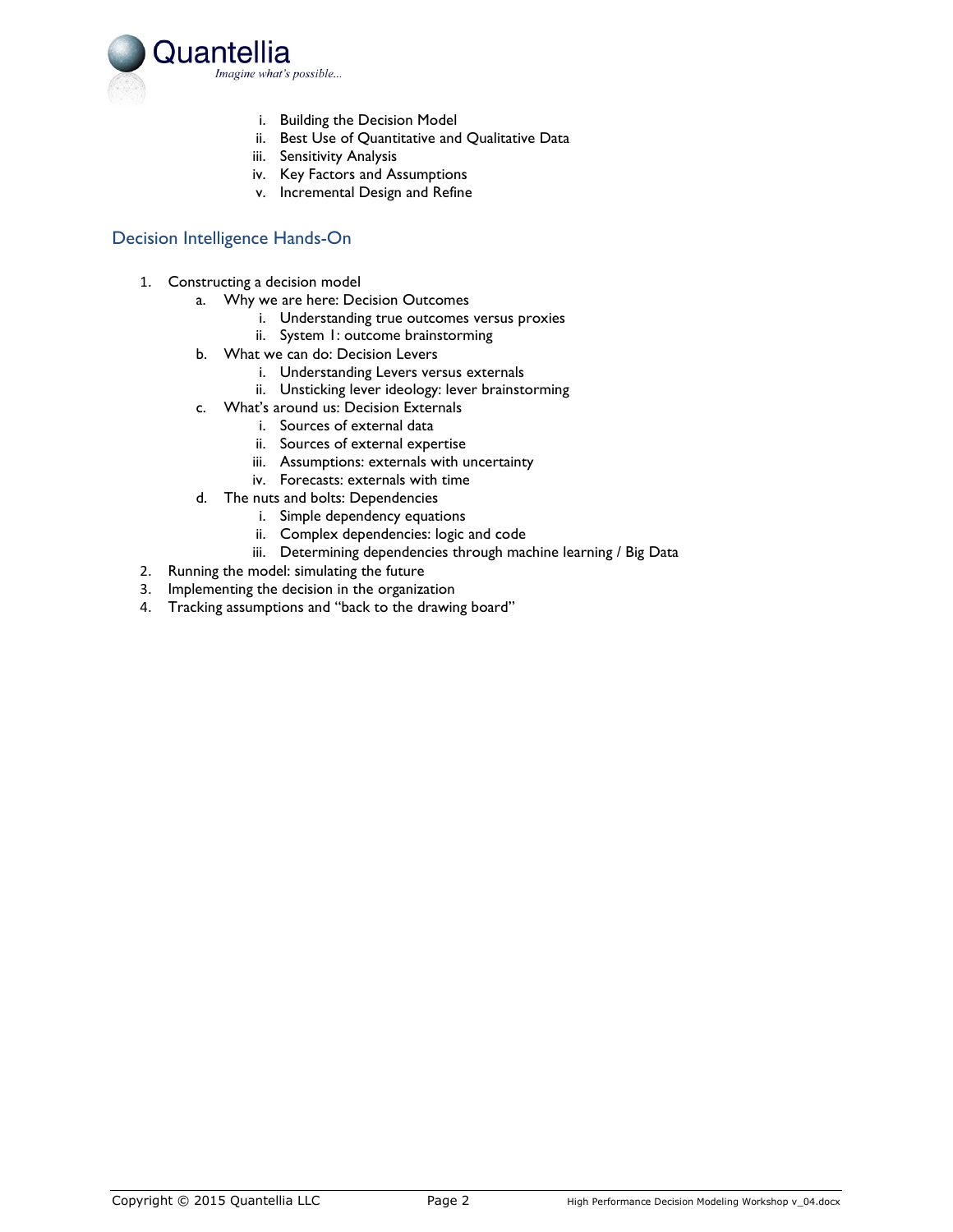i. Building the Decision Model
   ii. Best Use of Quantitative and Qualitative Data
   iii. Sensitivity Analysis
   iv. Key Factors and Assumptions
   v. Incremental Design and Refine

## Decision Intelligence Hands-On

1. Constructing a decision model
   a. Why we are here: Decision Outcomes
      i. Understanding true outcomes versus proxies
      ii. System 1: outcome brainstorming
   b. What we can do: Decision Levers
      i. Understanding Levers versus externals
      ii. Unsticking lever ideology: lever brainstorming
   c. What's around us: Decision Externals
      i. Sources of external data
      ii. Sources of external expertise
      iii. Assumptions: externals with uncertainty
      iv. Forecasts: externals with time
   d. The nuts and bolts: Dependencies
      i. Simple dependency equations
      ii. Complex dependencies: logic and code
      iii. Determining dependencies through machine learning / Big Data
2. Running the model: simulating the future
3. Implementing the decision in the organization
4. Tracking assumptions and "back to the drawing board"